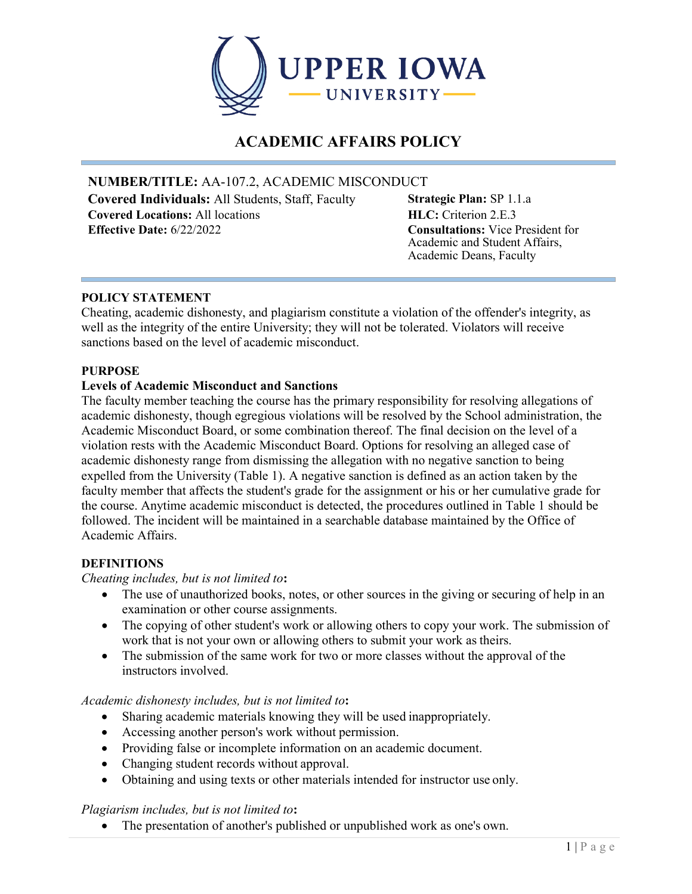# ACADEMIC AFFAIRS POLICY

**NUMBER/TITLE:** AA-107.2, ACADEMIC MISCONDUCT

**Covered Individuals:** All Students, Staff, Faculty
**Covered Locations:** All locations
**Effective Date:** 6/22/2022

**Strategic Plan:** SP 1.1.a
**HLC:** Criterion 2.E.3
**Consultations:** Vice President for Academic and Student Affairs, Academic Deans, Faculty

## POLICY STATEMENT

Cheating, academic dishonesty, and plagiarism constitute a violation of the offender's integrity, as well as the integrity of the entire University; they will not be tolerated. Violators will receive sanctions based on the level of academic misconduct.

## PURPOSE

### Levels of Academic Misconduct and Sanctions

The faculty member teaching the course has the primary responsibility for resolving allegations of academic dishonesty, though egregious violations will be resolved by the School administration, the Academic Misconduct Board, or some combination thereof. The final decision on the level of a violation rests with the Academic Misconduct Board. Options for resolving an alleged case of academic dishonesty range from dismissing the allegation with no negative sanction to being expelled from the University (Table 1). A negative sanction is defined as an action taken by the faculty member that affects the student's grade for the assignment or his or her cumulative grade for the course. Anytime academic misconduct is detected, the procedures outlined in Table 1 should be followed. The incident will be maintained in a searchable database maintained by the Office of Academic Affairs.

## DEFINITIONS

*Cheating includes, but is not limited to***:**

- The use of unauthorized books, notes, or other sources in the giving or securing of help in an examination or other course assignments.
- The copying of other student's work or allowing others to copy your work. The submission of work that is not your own or allowing others to submit your work as theirs.
- The submission of the same work for two or more classes without the approval of the instructors involved.

*Academic dishonesty includes, but is not limited to***:**

- Sharing academic materials knowing they will be used inappropriately.
- Accessing another person's work without permission.
- Providing false or incomplete information on an academic document.
- Changing student records without approval.
- Obtaining and using texts or other materials intended for instructor use only.

*Plagiarism includes, but is not limited to***:**

- The presentation of another's published or unpublished work as one's own.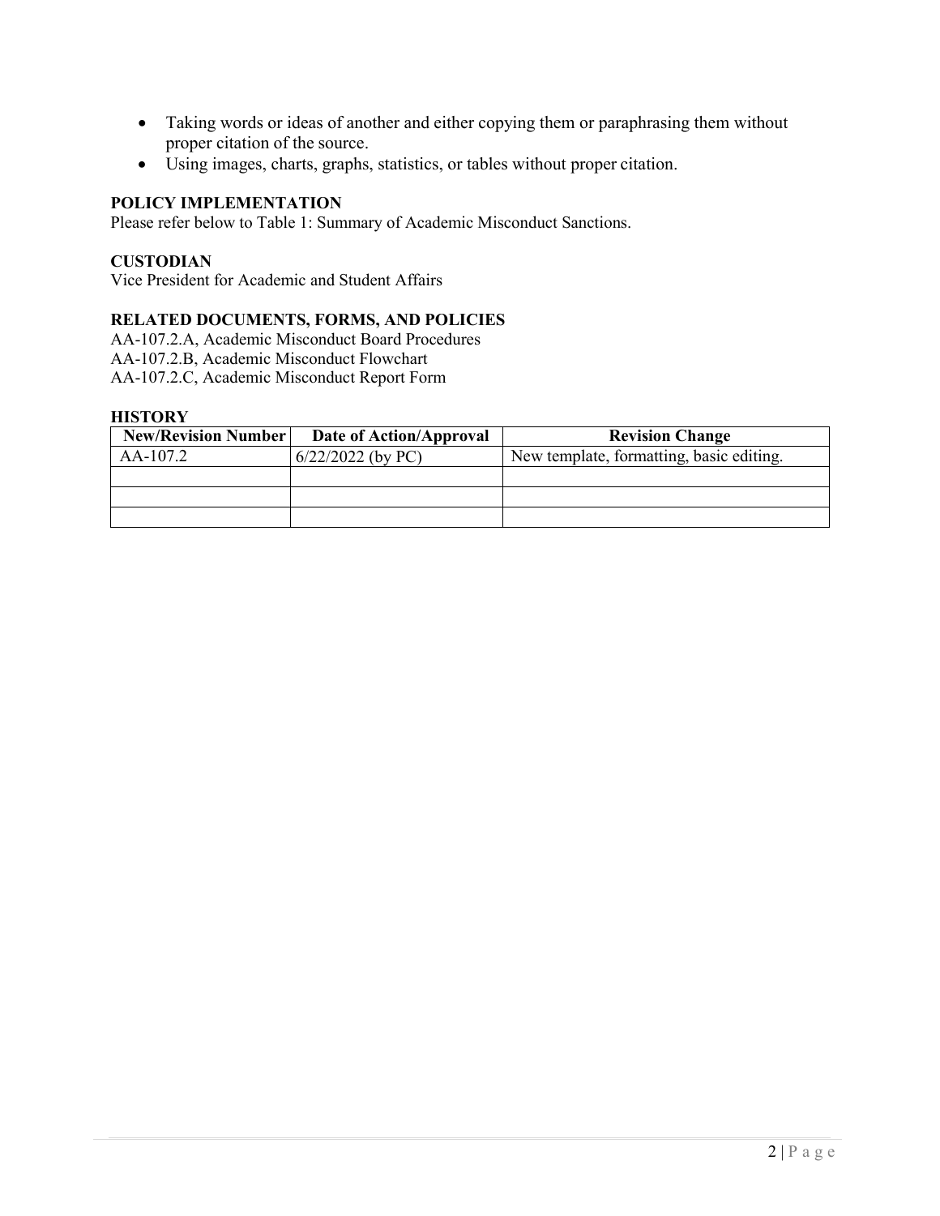- Taking words or ideas of another and either copying them or paraphrasing them without proper citation of the source.
- Using images, charts, graphs, statistics, or tables without proper citation.

**POLICY IMPLEMENTATION**

Please refer below to Table 1: Summary of Academic Misconduct Sanctions.

**CUSTODIAN**

Vice President for Academic and Student Affairs

**RELATED DOCUMENTS, FORMS, AND POLICIES**

AA-107.2.A, Academic Misconduct Board Procedures
AA-107.2.B, Academic Misconduct Flowchart
AA-107.2.C, Academic Misconduct Report Form

**HISTORY**

| New/Revision Number | Date of Action/Approval | Revision Change |
|---|---|---|
| AA-107.2 | 6/22/2022 (by PC) | New template, formatting, basic editing. |
| | | |
| | | |
| | | |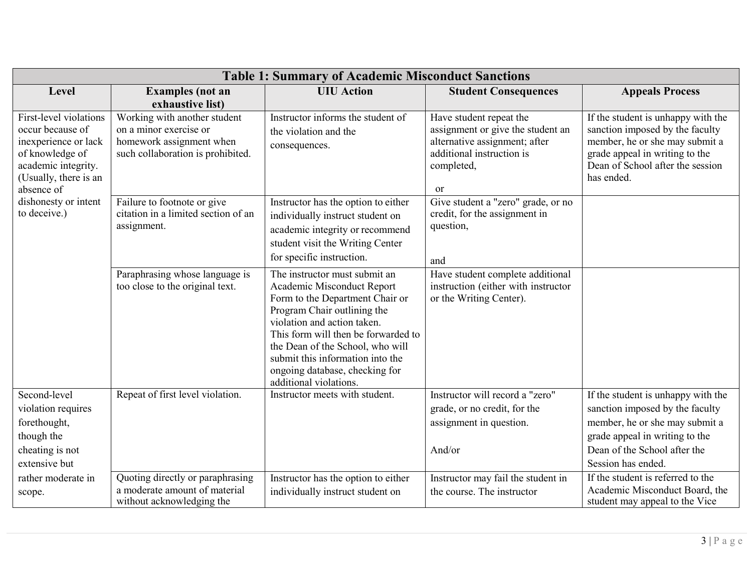| Table 1: Summary of Academic Misconduct Sanctions | | | | |
|---|---|---|---|---|
| **Level** | **Examples (not an exhaustive list)** | **UIU Action** | **Student Consequences** | **Appeals Process** |
| First-level violations occur because of inexperience or lack of knowledge of academic integrity. (Usually, there is an absence of dishonesty or intent to deceive.) | Working with another student on a minor exercise or homework assignment when such collaboration is prohibited. | Instructor informs the student of the violation and the consequences. | Have student repeat the assignment or give the student an alternative assignment; after additional instruction is completed,<br><br>or | If the student is unhappy with the sanction imposed by the faculty member, he or she may submit a grade appeal in writing to the Dean of School after the session has ended. |
| | Failure to footnote or give citation in a limited section of an assignment. | Instructor has the option to either individually instruct student on academic integrity or recommend student visit the Writing Center for specific instruction. | Give student a "zero" grade, or no credit, for the assignment in question,<br><br>and | |
| | Paraphrasing whose language is too close to the original text. | The instructor must submit an Academic Misconduct Report Form to the Department Chair or Program Chair outlining the violation and action taken.<br>This form will then be forwarded to the Dean of the School, who will submit this information into the ongoing database, checking for additional violations. | Have student complete additional instruction (either with instructor or the Writing Center). | |
| Second-level violation requires forethought, though the cheating is not extensive but rather moderate in scope. | Repeat of first level violation. | Instructor meets with student. | Instructor will record a "zero" grade, or no credit, for the assignment in question.<br><br>And/or | If the student is unhappy with the sanction imposed by the faculty member, he or she may submit a grade appeal in writing to the Dean of the School after the Session has ended. |
| | Quoting directly or paraphrasing a moderate amount of material without acknowledging the | Instructor has the option to either individually instruct student on | Instructor may fail the student in the course. The instructor | If the student is referred to the Academic Misconduct Board, the student may appeal to the Vice |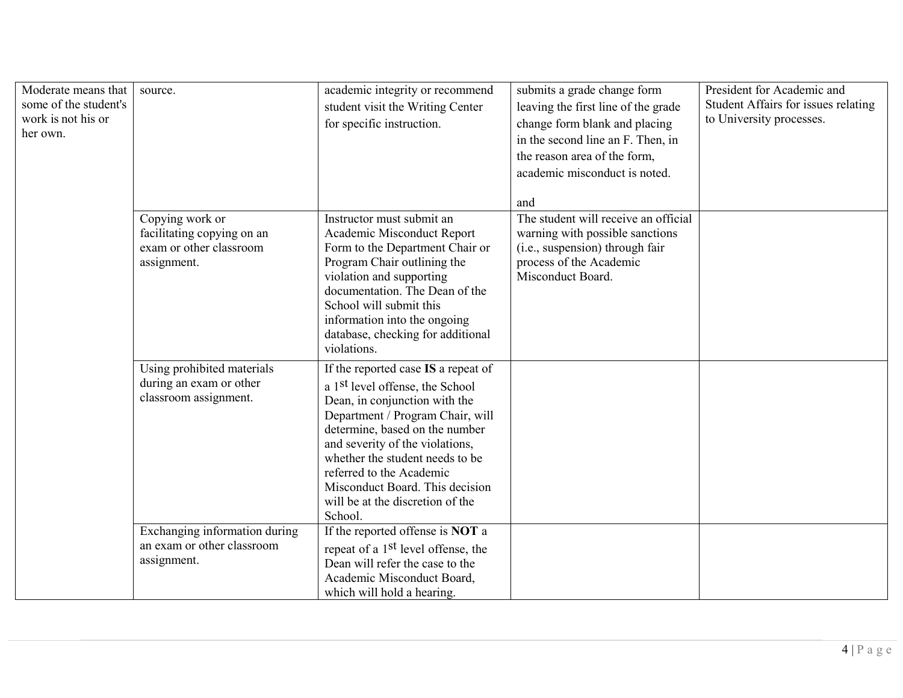| | | | | |
|---|---|---|---|---|
| Moderate means that some of the student's work is not his or her own. | source. | academic integrity or recommend student visit the Writing Center for specific instruction. | submits a grade change form leaving the first line of the grade change form blank and placing in the second line an F. Then, in the reason area of the form, academic misconduct is noted.<br><br>and | President for Academic and Student Affairs for issues relating to University processes. |
| | Copying work or facilitating copying on an exam or other classroom assignment. | Instructor must submit an Academic Misconduct Report Form to the Department Chair or Program Chair outlining the violation and supporting documentation. The Dean of the School will submit this information into the ongoing database, checking for additional violations. | The student will receive an official warning with possible sanctions (i.e., suspension) through fair process of the Academic Misconduct Board. | |
| | Using prohibited materials during an exam or other classroom assignment. | If the reported case **IS** a repeat of a 1st level offense, the School Dean, in conjunction with the Department / Program Chair, will determine, based on the number and severity of the violations, whether the student needs to be referred to the Academic Misconduct Board. This decision will be at the discretion of the School. | | |
| | Exchanging information during an exam or other classroom assignment. | If the reported offense is **NOT** a repeat of a 1st level offense, the Dean will refer the case to the Academic Misconduct Board, which will hold a hearing. | | |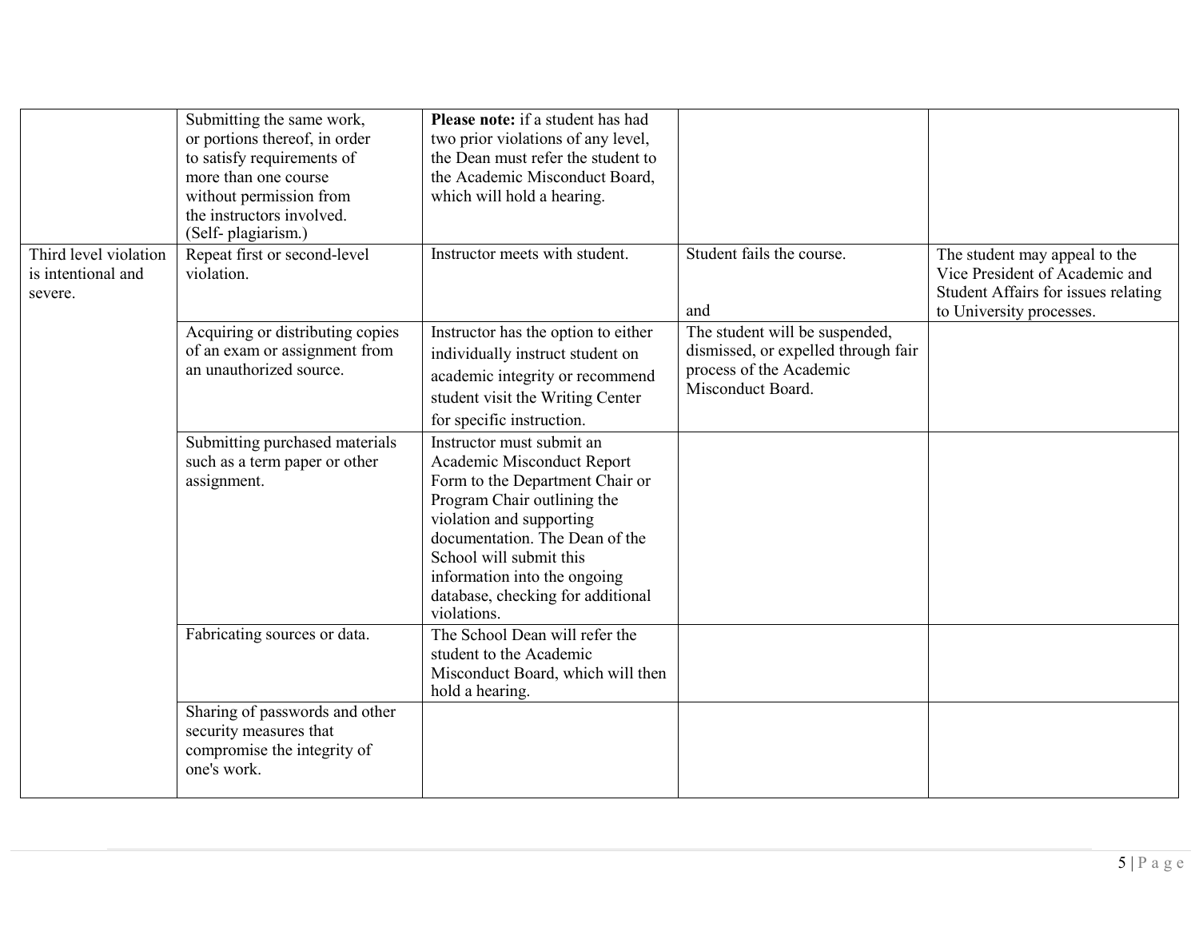| | | | | |
|---|---|---|---|---|
| | Submitting the same work, or portions thereof, in order to satisfy requirements of more than one course without permission from the instructors involved. (Self- plagiarism.) | **Please note:** if a student has had two prior violations of any level, the Dean must refer the student to the Academic Misconduct Board, which will hold a hearing. | | |
| Third level violation is intentional and severe. | Repeat first or second-level violation. | Instructor meets with student. | Student fails the course.<br><br>and | The student may appeal to the Vice President of Academic and Student Affairs for issues relating to University processes. |
| | Acquiring or distributing copies of an exam or assignment from an unauthorized source. | Instructor has the option to either individually instruct student on academic integrity or recommend student visit the Writing Center for specific instruction. | The student will be suspended, dismissed, or expelled through fair process of the Academic Misconduct Board. | |
| | Submitting purchased materials such as a term paper or other assignment. | Instructor must submit an Academic Misconduct Report Form to the Department Chair or Program Chair outlining the violation and supporting documentation. The Dean of the School will submit this information into the ongoing database, checking for additional violations. | | |
| | Fabricating sources or data. | The School Dean will refer the student to the Academic Misconduct Board, which will then hold a hearing. | | |
| | Sharing of passwords and other security measures that compromise the integrity of one's work. | | | |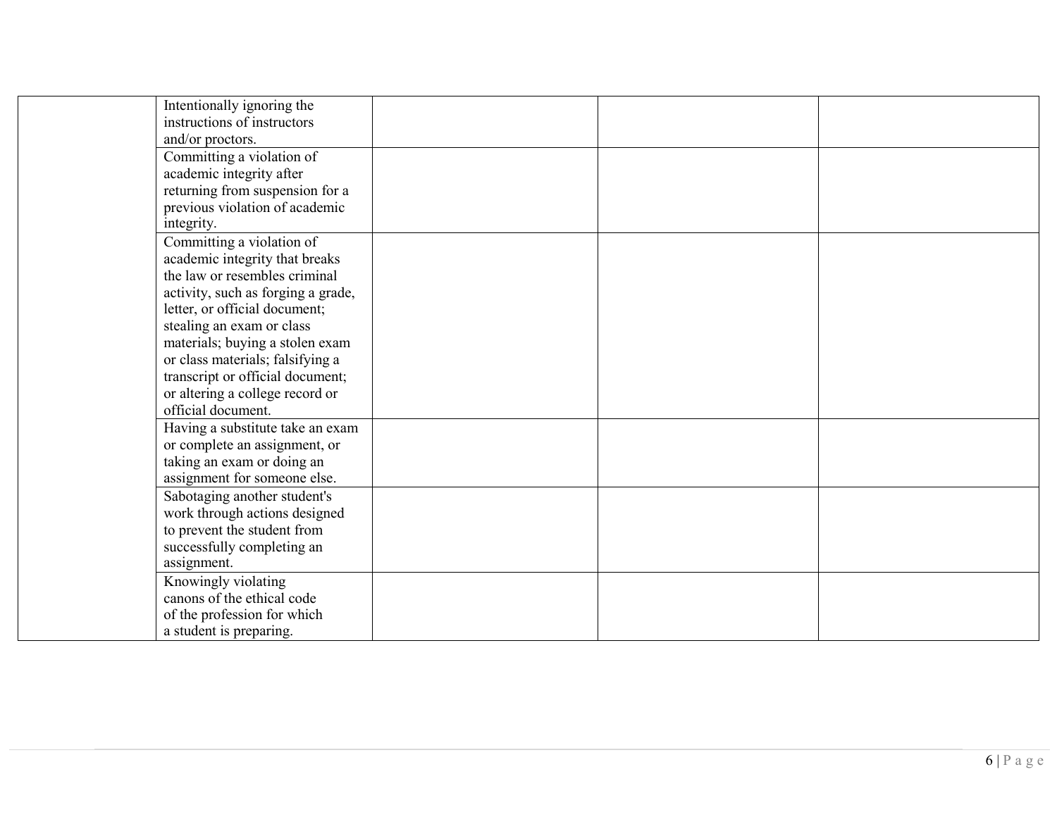| | | | | |
|---|---|---|---|---|
| | Intentionally ignoring the instructions of instructors and/or proctors. | | | |
| | Committing a violation of academic integrity after returning from suspension for a previous violation of academic integrity. | | | |
| | Committing a violation of academic integrity that breaks the law or resembles criminal activity, such as forging a grade, letter, or official document; stealing an exam or class materials; buying a stolen exam or class materials; falsifying a transcript or official document; or altering a college record or official document. | | | |
| | Having a substitute take an exam or complete an assignment, or taking an exam or doing an assignment for someone else. | | | |
| | Sabotaging another student's work through actions designed to prevent the student from successfully completing an assignment. | | | |
| | Knowingly violating canons of the ethical code of the profession for which a student is preparing. | | | |